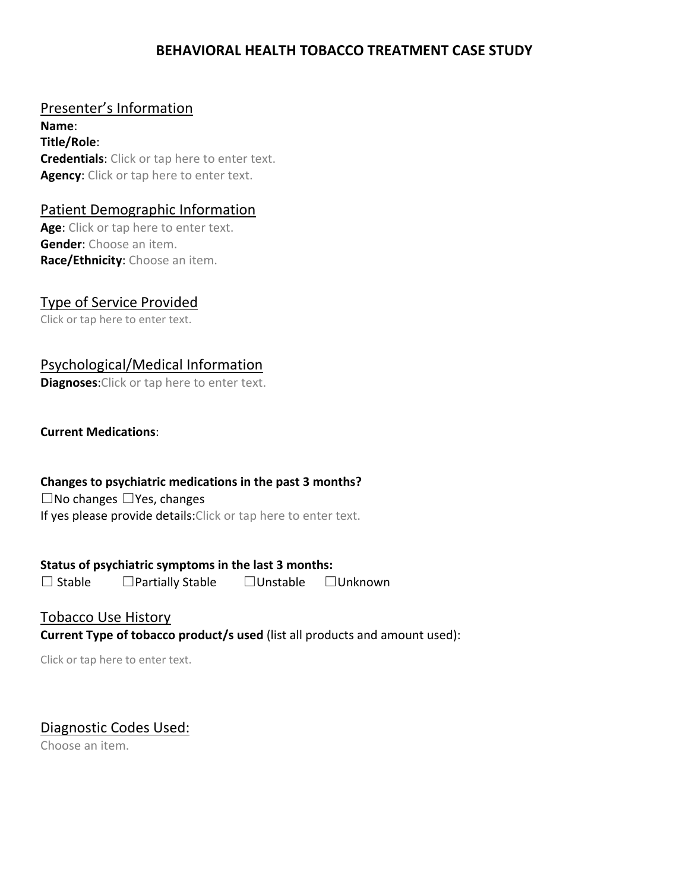# BEHAVIORAL HEALTH TOBACCO TREATMENT CASE STUDY

## Presenter's Information

**Name**:
**Title/Role**:
**Credentials**: Click or tap here to enter text.
**Agency**: Click or tap here to enter text.

## Patient Demographic Information

**Age**: Click or tap here to enter text.
**Gender**: Choose an item.
**Race/Ethnicity**: Choose an item.

## Type of Service Provided

Click or tap here to enter text.

## Psychological/Medical Information

**Diagnoses**:Click or tap here to enter text.

**Current Medications**:

**Changes to psychiatric medications in the past 3 months?**
☐No changes ☐Yes, changes
If yes please provide details:Click or tap here to enter text.

**Status of psychiatric symptoms in the last 3 months:**
☐ Stable ☐Partially Stable ☐Unstable ☐Unknown

## Tobacco Use History

**Current Type of tobacco product/s used** (list all products and amount used):

Click or tap here to enter text.

## Diagnostic Codes Used:

Choose an item.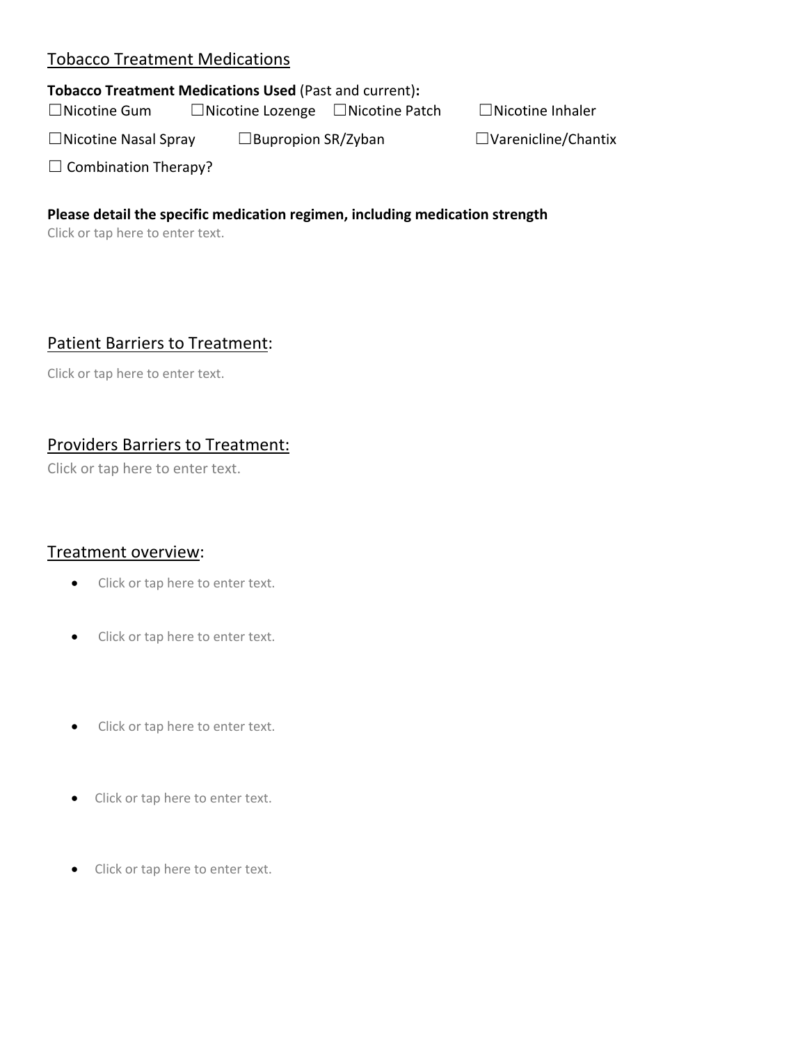## Tobacco Treatment Medications

**Tobacco Treatment Medications Used** (Past and current)**:**

☐Nicotine Gum ☐Nicotine Lozenge ☐Nicotine Patch ☐Nicotine Inhaler

☐Nicotine Nasal Spray ☐Bupropion SR/Zyban ☐Varenicline/Chantix

☐ Combination Therapy?

**Please detail the specific medication regimen, including medication strength**

Click or tap here to enter text.

## Patient Barriers to Treatment:

Click or tap here to enter text.

## Providers Barriers to Treatment:

Click or tap here to enter text.

## Treatment overview:

- Click or tap here to enter text.
- Click or tap here to enter text.
- Click or tap here to enter text.
- Click or tap here to enter text.
- Click or tap here to enter text.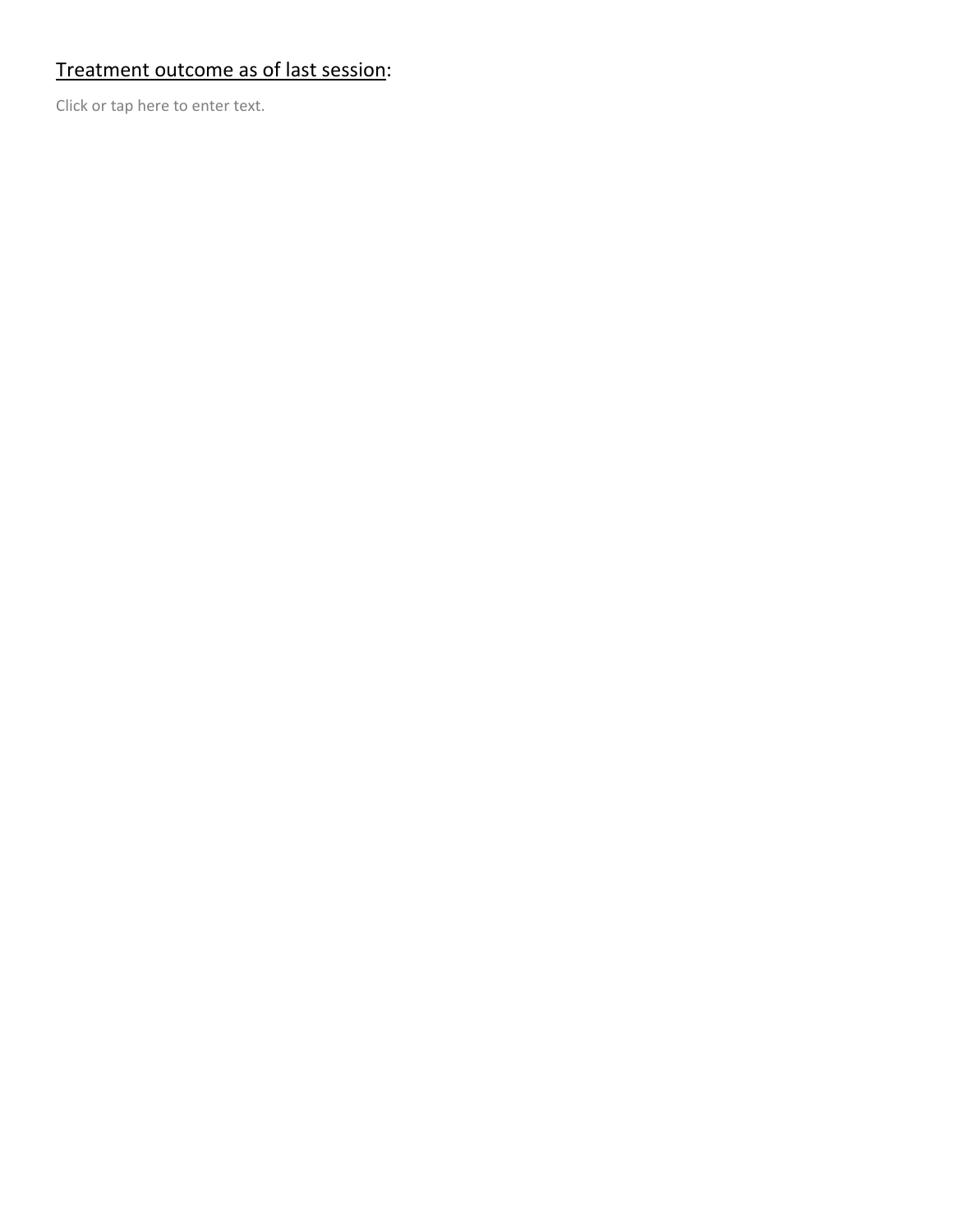<u>Treatment outcome as of last session</u>:

Click or tap here to enter text.